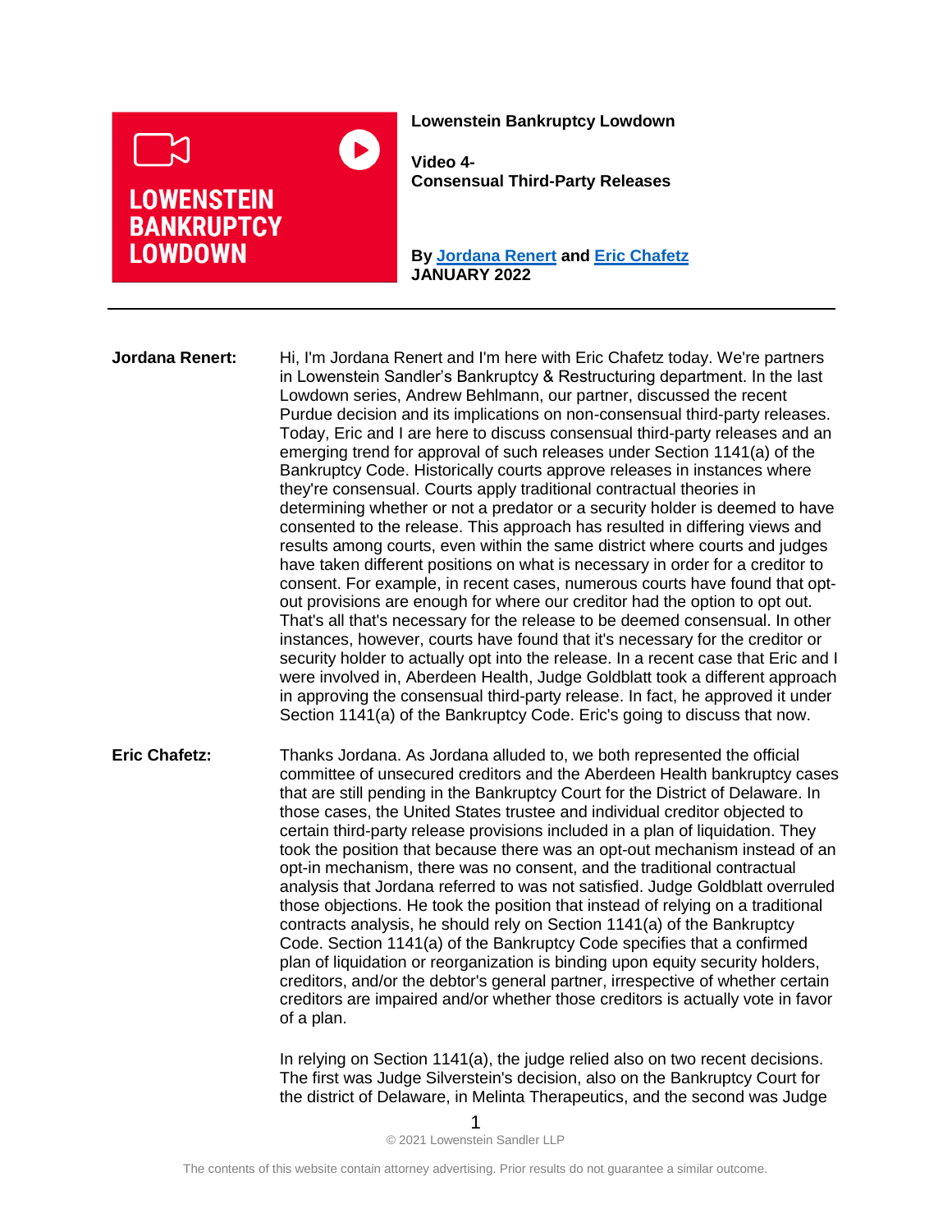**Lowenstein Bankruptcy Lowdown**

**Video 4- Consensual Third-Party Releases**

**By Jordana Renert and Eric Chafetz**
**JANUARY 2022**

---

**Jordana Renert:** Hi, I'm Jordana Renert and I'm here with Eric Chafetz today. We're partners in Lowenstein Sandler's Bankruptcy & Restructuring department. In the last Lowdown series, Andrew Behlmann, our partner, discussed the recent Purdue decision and its implications on non-consensual third-party releases. Today, Eric and I are here to discuss consensual third-party releases and an emerging trend for approval of such releases under Section 1141(a) of the Bankruptcy Code. Historically courts approve releases in instances where they're consensual. Courts apply traditional contractual theories in determining whether or not a predator or a security holder is deemed to have consented to the release. This approach has resulted in differing views and results among courts, even within the same district where courts and judges have taken different positions on what is necessary in order for a creditor to consent. For example, in recent cases, numerous courts have found that opt-out provisions are enough for where our creditor had the option to opt out. That's all that's necessary for the release to be deemed consensual. In other instances, however, courts have found that it's necessary for the creditor or security holder to actually opt into the release. In a recent case that Eric and I were involved in, Aberdeen Health, Judge Goldblatt took a different approach in approving the consensual third-party release. In fact, he approved it under Section 1141(a) of the Bankruptcy Code. Eric's going to discuss that now.

**Eric Chafetz:** Thanks Jordana. As Jordana alluded to, we both represented the official committee of unsecured creditors and the Aberdeen Health bankruptcy cases that are still pending in the Bankruptcy Court for the District of Delaware. In those cases, the United States trustee and individual creditor objected to certain third-party release provisions included in a plan of liquidation. They took the position that because there was an opt-out mechanism instead of an opt-in mechanism, there was no consent, and the traditional contractual analysis that Jordana referred to was not satisfied. Judge Goldblatt overruled those objections. He took the position that instead of relying on a traditional contracts analysis, he should rely on Section 1141(a) of the Bankruptcy Code. Section 1141(a) of the Bankruptcy Code specifies that a confirmed plan of liquidation or reorganization is binding upon equity security holders, creditors, and/or the debtor's general partner, irrespective of whether certain creditors are impaired and/or whether those creditors is actually vote in favor of a plan.

In relying on Section 1141(a), the judge relied also on two recent decisions. The first was Judge Silverstein's decision, also on the Bankruptcy Court for the district of Delaware, in Melinta Therapeutics, and the second was Judge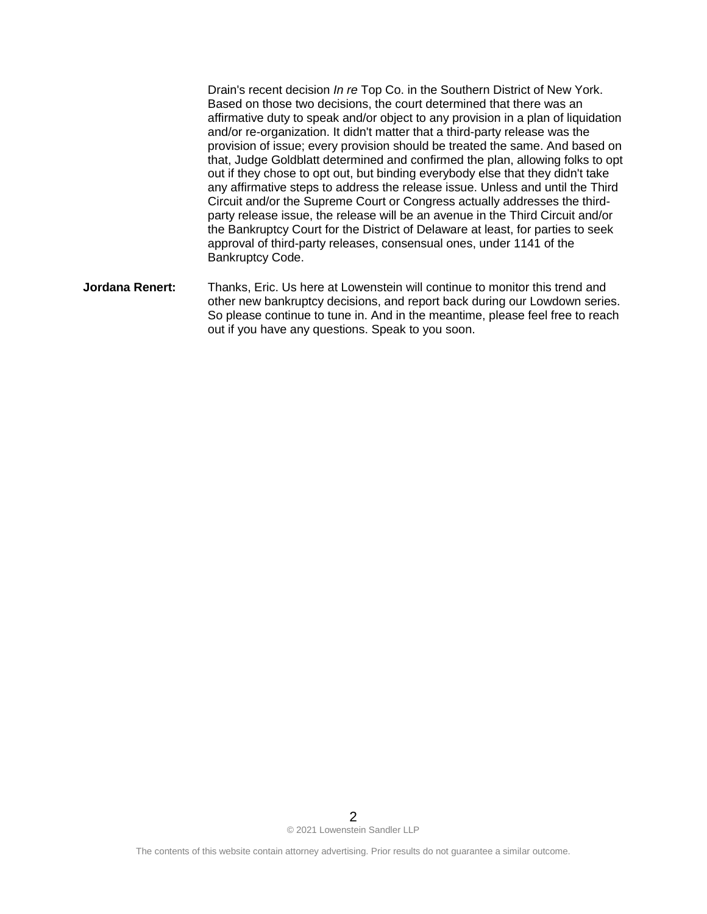Drain's recent decision *In re* Top Co. in the Southern District of New York. Based on those two decisions, the court determined that there was an affirmative duty to speak and/or object to any provision in a plan of liquidation and/or re-organization. It didn't matter that a third-party release was the provision of issue; every provision should be treated the same. And based on that, Judge Goldblatt determined and confirmed the plan, allowing folks to opt out if they chose to opt out, but binding everybody else that they didn't take any affirmative steps to address the release issue. Unless and until the Third Circuit and/or the Supreme Court or Congress actually addresses the third-party release issue, the release will be an avenue in the Third Circuit and/or the Bankruptcy Court for the District of Delaware at least, for parties to seek approval of third-party releases, consensual ones, under 1141 of the Bankruptcy Code.

**Jordana Renert:** Thanks, Eric. Us here at Lowenstein will continue to monitor this trend and other new bankruptcy decisions, and report back during our Lowdown series. So please continue to tune in. And in the meantime, please feel free to reach out if you have any questions. Speak to you soon.

© 2021 Lowenstein Sandler LLP

The contents of this website contain attorney advertising. Prior results do not guarantee a similar outcome.